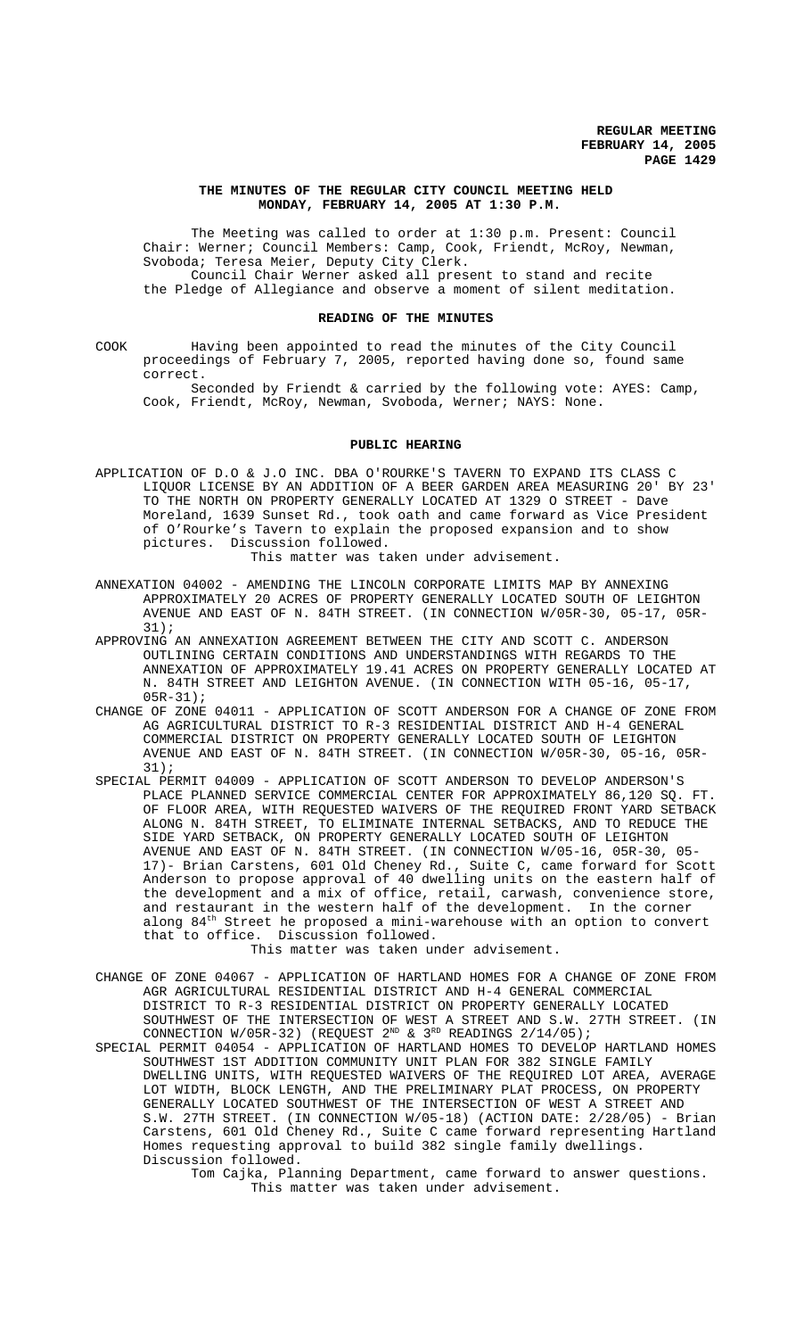**THE MINUTES OF THE REGULAR CITY COUNCIL MEETING HELD MONDAY, FEBRUARY 14, 2005 AT 1:30 P.M.**

The Meeting was called to order at 1:30 p.m. Present: Council Chair: Werner; Council Members: Camp, Cook, Friendt, McRoy, Newman, Svoboda; Teresa Meier, Deputy City Clerk.

Council Chair Werner asked all present to stand and recite the Pledge of Allegiance and observe a moment of silent meditation.

**READING OF THE MINUTES**

COOK Having been appointed to read the minutes of the City Council proceedings of February 7, 2005, reported having done so, found same correct.

Seconded by Friendt & carried by the following vote: AYES: Camp, Cook, Friendt, McRoy, Newman, Svoboda, Werner; NAYS: None.

**PUBLIC HEARING**

APPLICATION OF D.O & J.O INC. DBA O'ROURKE'S TAVERN TO EXPAND ITS CLASS C LIQUOR LICENSE BY AN ADDITION OF A BEER GARDEN AREA MEASURING 20' BY 23' TO THE NORTH ON PROPERTY GENERALLY LOCATED AT 1329 O STREET - Dave Moreland, 1639 Sunset Rd., took oath and came forward as Vice President of O'Rourke's Tavern to explain the proposed expansion and to show pictures. Discussion followed.

This matter was taken under advisement.

ANNEXATION 04002 - AMENDING THE LINCOLN CORPORATE LIMITS MAP BY ANNEXING APPROXIMATELY 20 ACRES OF PROPERTY GENERALLY LOCATED SOUTH OF LEIGHTON AVENUE AND EAST OF N. 84TH STREET. (IN CONNECTION W/05R-30, 05-17, 05R-31);

APPROVING AN ANNEXATION AGREEMENT BETWEEN THE CITY AND SCOTT C. ANDERSON OUTLINING CERTAIN CONDITIONS AND UNDERSTANDINGS WITH REGARDS TO THE ANNEXATION OF APPROXIMATELY 19.41 ACRES ON PROPERTY GENERALLY LOCATED AT N. 84TH STREET AND LEIGHTON AVENUE. (IN CONNECTION WITH 05-16, 05-17, 05R-31);

CHANGE OF ZONE 04011 - APPLICATION OF SCOTT ANDERSON FOR A CHANGE OF ZONE FROM AG AGRICULTURAL DISTRICT TO R-3 RESIDENTIAL DISTRICT AND H-4 GENERAL COMMERCIAL DISTRICT ON PROPERTY GENERALLY LOCATED SOUTH OF LEIGHTON AVENUE AND EAST OF N. 84TH STREET. (IN CONNECTION W/05R-30, 05-16, 05R-31);

SPECIAL PERMIT 04009 - APPLICATION OF SCOTT ANDERSON TO DEVELOP ANDERSON'S PLACE PLANNED SERVICE COMMERCIAL CENTER FOR APPROXIMATELY 86,120 SQ. FT. OF FLOOR AREA, WITH REQUESTED WAIVERS OF THE REQUIRED FRONT YARD SETBACK ALONG N. 84TH STREET, TO ELIMINATE INTERNAL SETBACKS, AND TO REDUCE THE SIDE YARD SETBACK, ON PROPERTY GENERALLY LOCATED SOUTH OF LEIGHTON AVENUE AND EAST OF N. 84TH STREET. (IN CONNECTION W/05-16, 05R-30, 05-17)- Brian Carstens, 601 Old Cheney Rd., Suite C, came forward for Scott Anderson to propose approval of 40 dwelling units on the eastern half of the development and a mix of office, retail, carwash, convenience store, and restaurant in the western half of the development. In the corner along 84th Street he proposed a mini-warehouse with an option to convert that to office. Discussion followed.

This matter was taken under advisement.

CHANGE OF ZONE 04067 - APPLICATION OF HARTLAND HOMES FOR A CHANGE OF ZONE FROM AGR AGRICULTURAL RESIDENTIAL DISTRICT AND H-4 GENERAL COMMERCIAL DISTRICT TO R-3 RESIDENTIAL DISTRICT ON PROPERTY GENERALLY LOCATED SOUTHWEST OF THE INTERSECTION OF WEST A STREET AND S.W. 27TH STREET. (IN CONNECTION W/05R-32) (REQUEST 2ND & 3RD READINGS 2/14/05);

SPECIAL PERMIT 04054 - APPLICATION OF HARTLAND HOMES TO DEVELOP HARTLAND HOMES SOUTHWEST 1ST ADDITION COMMUNITY UNIT PLAN FOR 382 SINGLE FAMILY DWELLING UNITS, WITH REQUESTED WAIVERS OF THE REQUIRED LOT AREA, AVERAGE LOT WIDTH, BLOCK LENGTH, AND THE PRELIMINARY PLAT PROCESS, ON PROPERTY GENERALLY LOCATED SOUTHWEST OF THE INTERSECTION OF WEST A STREET AND S.W. 27TH STREET. (IN CONNECTION W/05-18) (ACTION DATE: 2/28/05) - Brian Carstens, 601 Old Cheney Rd., Suite C came forward representing Hartland Homes requesting approval to build 382 single family dwellings. Discussion followed.

Tom Cajka, Planning Department, came forward to answer questions.

This matter was taken under advisement.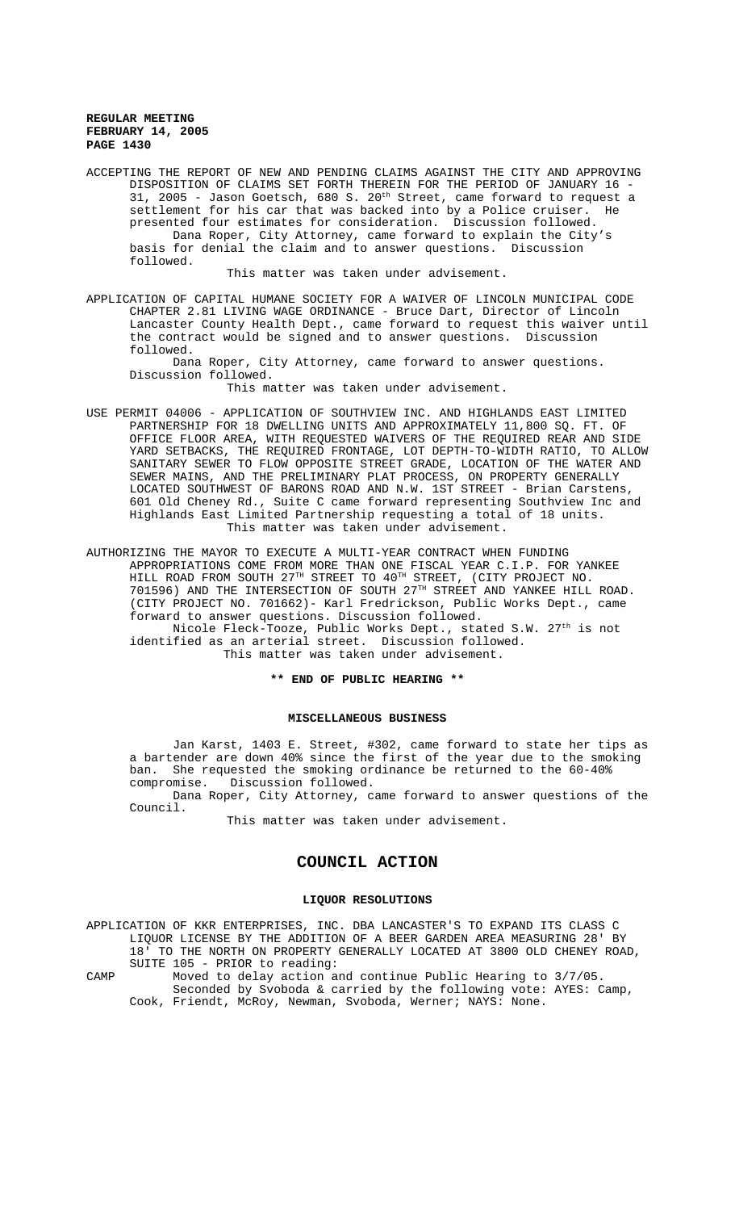ACCEPTING THE REPORT OF NEW AND PENDING CLAIMS AGAINST THE CITY AND APPROVING DISPOSITION OF CLAIMS SET FORTH THEREIN FOR THE PERIOD OF JANUARY 16 - 31, 2005 - Jason Goetsch, 680 S. 20th Street, came forward to request a settlement for his car that was backed into by a Police cruiser. He presented four estimates for consideration. Discussion followed.

Dana Roper, City Attorney, came forward to explain the City's basis for denial the claim and to answer questions. Discussion followed.

This matter was taken under advisement.

APPLICATION OF CAPITAL HUMANE SOCIETY FOR A WAIVER OF LINCOLN MUNICIPAL CODE CHAPTER 2.81 LIVING WAGE ORDINANCE - Bruce Dart, Director of Lincoln Lancaster County Health Dept., came forward to request this waiver until the contract would be signed and to answer questions. Discussion followed.

Dana Roper, City Attorney, came forward to answer questions. Discussion followed.

This matter was taken under advisement.

USE PERMIT 04006 - APPLICATION OF SOUTHVIEW INC. AND HIGHLANDS EAST LIMITED PARTNERSHIP FOR 18 DWELLING UNITS AND APPROXIMATELY 11,800 SQ. FT. OF OFFICE FLOOR AREA, WITH REQUESTED WAIVERS OF THE REQUIRED REAR AND SIDE YARD SETBACKS, THE REQUIRED FRONTAGE, LOT DEPTH-TO-WIDTH RATIO, TO ALLOW SANITARY SEWER TO FLOW OPPOSITE STREET GRADE, LOCATION OF THE WATER AND SEWER MAINS, AND THE PRELIMINARY PLAT PROCESS, ON PROPERTY GENERALLY LOCATED SOUTHWEST OF BARONS ROAD AND N.W. 1ST STREET - Brian Carstens, 601 Old Cheney Rd., Suite C came forward representing Southview Inc and Highlands East Limited Partnership requesting a total of 18 units.

This matter was taken under advisement.

AUTHORIZING THE MAYOR TO EXECUTE A MULTI-YEAR CONTRACT WHEN FUNDING APPROPRIATIONS COME FROM MORE THAN ONE FISCAL YEAR C.I.P. FOR YANKEE HILL ROAD FROM SOUTH 27TH STREET TO 40TH STREET, (CITY PROJECT NO. 701596) AND THE INTERSECTION OF SOUTH 27TH STREET AND YANKEE HILL ROAD. (CITY PROJECT NO. 701662)- Karl Fredrickson, Public Works Dept., came forward to answer questions. Discussion followed.

Nicole Fleck-Tooze, Public Works Dept., stated S.W. 27th is not identified as an arterial street. Discussion followed.

This matter was taken under advisement.

**\*\* END OF PUBLIC HEARING \*\***

**MISCELLANEOUS BUSINESS**

Jan Karst, 1403 E. Street, #302, came forward to state her tips as a bartender are down 40% since the first of the year due to the smoking ban. She requested the smoking ordinance be returned to the 60-40% compromise. Discussion followed.

Dana Roper, City Attorney, came forward to answer questions of the Council.

This matter was taken under advisement.

# COUNCIL ACTION

**LIQUOR RESOLUTIONS**

APPLICATION OF KKR ENTERPRISES, INC. DBA LANCASTER'S TO EXPAND ITS CLASS C LIQUOR LICENSE BY THE ADDITION OF A BEER GARDEN AREA MEASURING 28' BY 18' TO THE NORTH ON PROPERTY GENERALLY LOCATED AT 3800 OLD CHENEY ROAD, SUITE 105 - PRIOR to reading:

CAMP Moved to delay action and continue Public Hearing to 3/7/05.

Seconded by Svoboda & carried by the following vote: AYES: Camp, Cook, Friendt, McRoy, Newman, Svoboda, Werner; NAYS: None.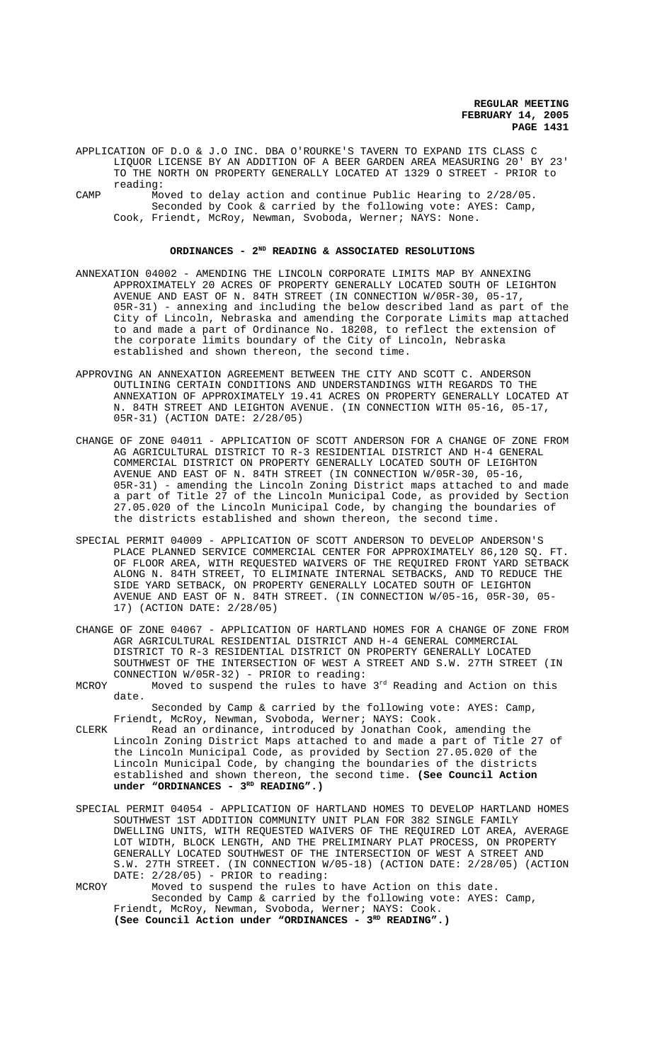APPLICATION OF D.O & J.O INC. DBA O'ROURKE'S TAVERN TO EXPAND ITS CLASS C LIQUOR LICENSE BY AN ADDITION OF A BEER GARDEN AREA MEASURING 20' BY 23' TO THE NORTH ON PROPERTY GENERALLY LOCATED AT 1329 O STREET - PRIOR to reading:

CAMP Moved to delay action and continue Public Hearing to 2/28/05.
Seconded by Cook & carried by the following vote: AYES: Camp, Cook, Friendt, McRoy, Newman, Svoboda, Werner; NAYS: None.

## ORDINANCES - 2ND READING & ASSOCIATED RESOLUTIONS

ANNEXATION 04002 - AMENDING THE LINCOLN CORPORATE LIMITS MAP BY ANNEXING APPROXIMATELY 20 ACRES OF PROPERTY GENERALLY LOCATED SOUTH OF LEIGHTON AVENUE AND EAST OF N. 84TH STREET (IN CONNECTION W/05R-30, 05-17, 05R-31) - annexing and including the below described land as part of the City of Lincoln, Nebraska and amending the Corporate Limits map attached to and made a part of Ordinance No. 18208, to reflect the extension of the corporate limits boundary of the City of Lincoln, Nebraska established and shown thereon, the second time.

APPROVING AN ANNEXATION AGREEMENT BETWEEN THE CITY AND SCOTT C. ANDERSON OUTLINING CERTAIN CONDITIONS AND UNDERSTANDINGS WITH REGARDS TO THE ANNEXATION OF APPROXIMATELY 19.41 ACRES ON PROPERTY GENERALLY LOCATED AT N. 84TH STREET AND LEIGHTON AVENUE. (IN CONNECTION WITH 05-16, 05-17, 05R-31) (ACTION DATE: 2/28/05)

CHANGE OF ZONE 04011 - APPLICATION OF SCOTT ANDERSON FOR A CHANGE OF ZONE FROM AG AGRICULTURAL DISTRICT TO R-3 RESIDENTIAL DISTRICT AND H-4 GENERAL COMMERCIAL DISTRICT ON PROPERTY GENERALLY LOCATED SOUTH OF LEIGHTON AVENUE AND EAST OF N. 84TH STREET (IN CONNECTION W/05R-30, 05-16, 05R-31) - amending the Lincoln Zoning District maps attached to and made a part of Title 27 of the Lincoln Municipal Code, as provided by Section 27.05.020 of the Lincoln Municipal Code, by changing the boundaries of the districts established and shown thereon, the second time.

SPECIAL PERMIT 04009 - APPLICATION OF SCOTT ANDERSON TO DEVELOP ANDERSON'S PLACE PLANNED SERVICE COMMERCIAL CENTER FOR APPROXIMATELY 86,120 SQ. FT. OF FLOOR AREA, WITH REQUESTED WAIVERS OF THE REQUIRED FRONT YARD SETBACK ALONG N. 84TH STREET, TO ELIMINATE INTERNAL SETBACKS, AND TO REDUCE THE SIDE YARD SETBACK, ON PROPERTY GENERALLY LOCATED SOUTH OF LEIGHTON AVENUE AND EAST OF N. 84TH STREET. (IN CONNECTION W/05-16, 05R-30, 05-17) (ACTION DATE: 2/28/05)

CHANGE OF ZONE 04067 - APPLICATION OF HARTLAND HOMES FOR A CHANGE OF ZONE FROM AGR AGRICULTURAL RESIDENTIAL DISTRICT AND H-4 GENERAL COMMERCIAL DISTRICT TO R-3 RESIDENTIAL DISTRICT ON PROPERTY GENERALLY LOCATED SOUTHWEST OF THE INTERSECTION OF WEST A STREET AND S.W. 27TH STREET (IN CONNECTION W/05R-32) - PRIOR to reading:

MCROY Moved to suspend the rules to have 3rd Reading and Action on this date.
Seconded by Camp & carried by the following vote: AYES: Camp, Friendt, McRoy, Newman, Svoboda, Werner; NAYS: Cook.

CLERK Read an ordinance, introduced by Jonathan Cook, amending the Lincoln Zoning District Maps attached to and made a part of Title 27 of the Lincoln Municipal Code, as provided by Section 27.05.020 of the Lincoln Municipal Code, by changing the boundaries of the districts established and shown thereon, the second time. **(See Council Action under "ORDINANCES - 3RD READING".)**

SPECIAL PERMIT 04054 - APPLICATION OF HARTLAND HOMES TO DEVELOP HARTLAND HOMES SOUTHWEST 1ST ADDITION COMMUNITY UNIT PLAN FOR 382 SINGLE FAMILY DWELLING UNITS, WITH REQUESTED WAIVERS OF THE REQUIRED LOT AREA, AVERAGE LOT WIDTH, BLOCK LENGTH, AND THE PRELIMINARY PLAT PROCESS, ON PROPERTY GENERALLY LOCATED SOUTHWEST OF THE INTERSECTION OF WEST A STREET AND S.W. 27TH STREET. (IN CONNECTION W/05-18) (ACTION DATE: 2/28/05) (ACTION DATE: 2/28/05) - PRIOR to reading:

MCROY Moved to suspend the rules to have Action on this date.
Seconded by Camp & carried by the following vote: AYES: Camp, Friendt, McRoy, Newman, Svoboda, Werner; NAYS: Cook.
**(See Council Action under "ORDINANCES - 3RD READING".)**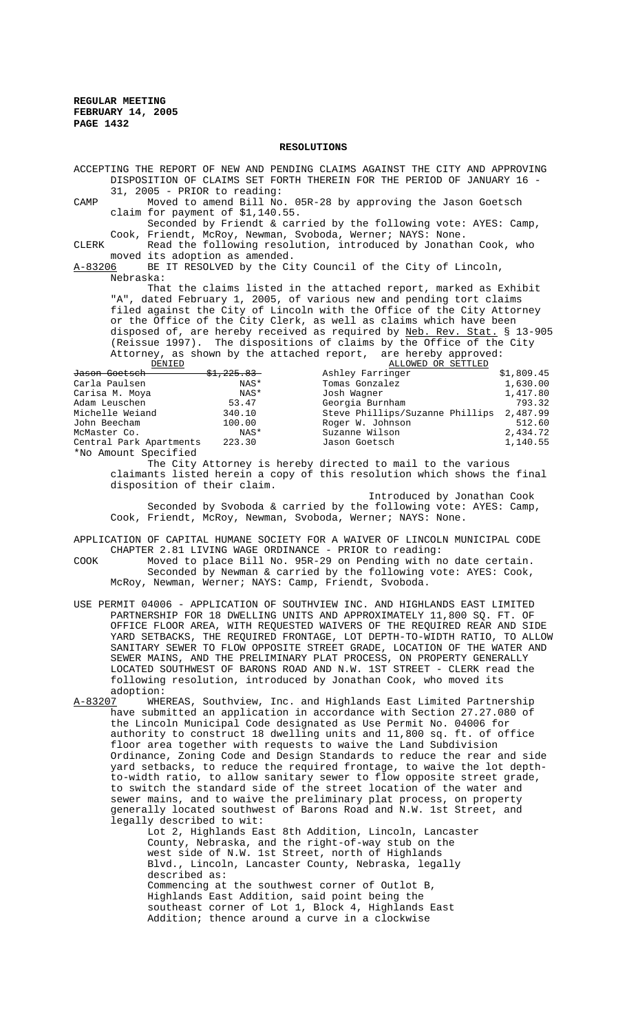# RESOLUTIONS

ACCEPTING THE REPORT OF NEW AND PENDING CLAIMS AGAINST THE CITY AND APPROVING DISPOSITION OF CLAIMS SET FORTH THEREIN FOR THE PERIOD OF JANUARY 16 - 31, 2005 - PRIOR to reading:

CAMP Moved to amend Bill No. 05R-28 by approving the Jason Goetsch claim for payment of $1,140.55.

Seconded by Friendt & carried by the following vote: AYES: Camp, Cook, Friendt, McRoy, Newman, Svoboda, Werner; NAYS: None.

CLERK Read the following resolution, introduced by Jonathan Cook, who moved its adoption as amended.

A-83206 BE IT RESOLVED by the City Council of the City of Lincoln, Nebraska:

That the claims listed in the attached report, marked as Exhibit "A", dated February 1, 2005, of various new and pending tort claims filed against the City of Lincoln with the Office of the City Attorney or the Office of the City Clerk, as well as claims which have been disposed of, are hereby received as required by Neb. Rev. Stat. § 13-905 (Reissue 1997). The dispositions of claims by the Office of the City Attorney, as shown by the attached report, are hereby approved:

| DENIED | | ALLOWED OR SETTLED | |
|---|---|---|---|
| ~~Jason Goetsch~~ | ~~$1,225.83~~ | Ashley Farringer | $1,809.45 |
| Carla Paulsen | NAS* | Tomas Gonzalez | 1,630.00 |
| Carisa M. Moya | NAS* | Josh Wagner | 1,417.80 |
| Adam Leuschen | 53.47 | Georgia Burnham | 793.32 |
| Michelle Weiand | 340.10 | Steve Phillips/Suzanne Phillips | 2,487.99 |
| John Beecham | 100.00 | Roger W. Johnson | 512.60 |
| McMaster Co. | NAS* | Suzanne Wilson | 2,434.72 |
| Central Park Apartments | 223.30 | Jason Goetsch | 1,140.55 |

*No Amount Specified

The City Attorney is hereby directed to mail to the various claimants listed herein a copy of this resolution which shows the final disposition of their claim.

Introduced by Jonathan Cook

Seconded by Svoboda & carried by the following vote: AYES: Camp, Cook, Friendt, McRoy, Newman, Svoboda, Werner; NAYS: None.

APPLICATION OF CAPITAL HUMANE SOCIETY FOR A WAIVER OF LINCOLN MUNICIPAL CODE CHAPTER 2.81 LIVING WAGE ORDINANCE - PRIOR to reading:

COOK Moved to place Bill No. 95R-29 on Pending with no date certain.

Seconded by Newman & carried by the following vote: AYES: Cook, McRoy, Newman, Werner; NAYS: Camp, Friendt, Svoboda.

USE PERMIT 04006 - APPLICATION OF SOUTHVIEW INC. AND HIGHLANDS EAST LIMITED PARTNERSHIP FOR 18 DWELLING UNITS AND APPROXIMATELY 11,800 SQ. FT. OF OFFICE FLOOR AREA, WITH REQUESTED WAIVERS OF THE REQUIRED REAR AND SIDE YARD SETBACKS, THE REQUIRED FRONTAGE, LOT DEPTH-TO-WIDTH RATIO, TO ALLOW SANITARY SEWER TO FLOW OPPOSITE STREET GRADE, LOCATION OF THE WATER AND SEWER MAINS, AND THE PRELIMINARY PLAT PROCESS, ON PROPERTY GENERALLY LOCATED SOUTHWEST OF BARONS ROAD AND N.W. 1ST STREET - CLERK read the following resolution, introduced by Jonathan Cook, who moved its adoption:

A-83207 WHEREAS, Southview, Inc. and Highlands East Limited Partnership have submitted an application in accordance with Section 27.27.080 of the Lincoln Municipal Code designated as Use Permit No. 04006 for authority to construct 18 dwelling units and 11,800 sq. ft. of office floor area together with requests to waive the Land Subdivision Ordinance, Zoning Code and Design Standards to reduce the rear and side yard setbacks, to reduce the required frontage, to waive the lot depth-to-width ratio, to allow sanitary sewer to flow opposite street grade, to switch the standard side of the street location of the water and sewer mains, and to waive the preliminary plat process, on property generally located southwest of Barons Road and N.W. 1st Street, and legally described to wit:

Lot 2, Highlands East 8th Addition, Lincoln, Lancaster County, Nebraska, and the right-of-way stub on the west side of N.W. 1st Street, north of Highlands Blvd., Lincoln, Lancaster County, Nebraska, legally described as:

Commencing at the southwest corner of Outlot B, Highlands East Addition, said point being the southeast corner of Lot 1, Block 4, Highlands East Addition; thence around a curve in a clockwise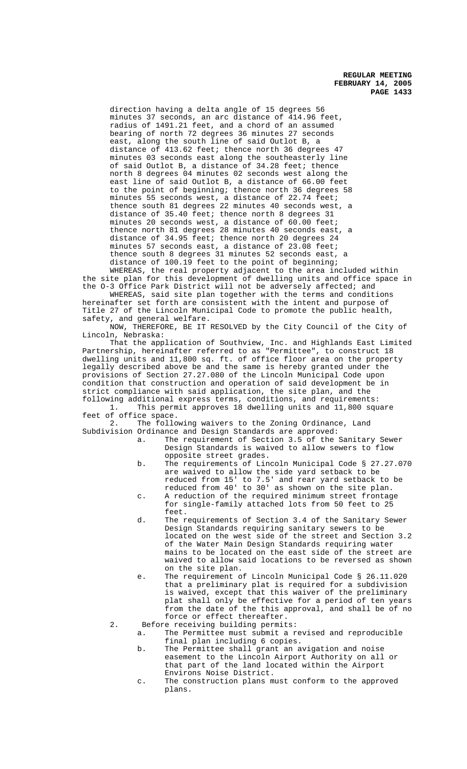direction having a delta angle of 15 degrees 56 minutes 37 seconds, an arc distance of 414.96 feet, radius of 1491.21 feet, and a chord of an assumed bearing of north 72 degrees 36 minutes 27 seconds east, along the south line of said Outlot B, a distance of 413.62 feet; thence north 36 degrees 47 minutes 03 seconds east along the southeasterly line of said Outlot B, a distance of 34.28 feet; thence north 8 degrees 04 minutes 02 seconds west along the east line of said Outlot B, a distance of 66.00 feet to the point of beginning; thence north 36 degrees 58 minutes 55 seconds west, a distance of 22.74 feet; thence south 81 degrees 22 minutes 40 seconds west, a distance of 35.40 feet; thence north 8 degrees 31 minutes 20 seconds west, a distance of 60.00 feet; thence north 81 degrees 28 minutes 40 seconds east, a distance of 34.95 feet; thence north 20 degrees 24 minutes 57 seconds east, a distance of 23.08 feet; thence south 8 degrees 31 minutes 52 seconds east, a distance of 100.19 feet to the point of beginning;

WHEREAS, the real property adjacent to the area included within the site plan for this development of dwelling units and office space in the O-3 Office Park District will not be adversely affected; and

WHEREAS, said site plan together with the terms and conditions hereinafter set forth are consistent with the intent and purpose of Title 27 of the Lincoln Municipal Code to promote the public health, safety, and general welfare.

NOW, THEREFORE, BE IT RESOLVED by the City Council of the City of Lincoln, Nebraska:

That the application of Southview, Inc. and Highlands East Limited Partnership, hereinafter referred to as "Permittee", to construct 18 dwelling units and 11,800 sq. ft. of office floor area on the property legally described above be and the same is hereby granted under the provisions of Section 27.27.080 of the Lincoln Municipal Code upon condition that construction and operation of said development be in strict compliance with said application, the site plan, and the following additional express terms, conditions, and requirements:

1. This permit approves 18 dwelling units and 11,800 square feet of office space.

2. The following waivers to the Zoning Ordinance, Land Subdivision Ordinance and Design Standards are approved:

   a. The requirement of Section 3.5 of the Sanitary Sewer Design Standards is waived to allow sewers to flow opposite street grades.

   b. The requirements of Lincoln Municipal Code § 27.27.070 are waived to allow the side yard setback to be reduced from 15' to 7.5' and rear yard setback to be reduced from 40' to 30' as shown on the site plan.

   c. A reduction of the required minimum street frontage for single-family attached lots from 50 feet to 25 feet.

   d. The requirements of Section 3.4 of the Sanitary Sewer Design Standards requiring sanitary sewers to be located on the west side of the street and Section 3.2 of the Water Main Design Standards requiring water mains to be located on the east side of the street are waived to allow said locations to be reversed as shown on the site plan.

   e. The requirement of Lincoln Municipal Code § 26.11.020 that a preliminary plat is required for a subdivision is waived, except that this waiver of the preliminary plat shall only be effective for a period of ten years from the date of the this approval, and shall be of no force or effect thereafter.

2. Before receiving building permits:

   a. The Permittee must submit a revised and reproducible final plan including 6 copies.

   b. The Permittee shall grant an avigation and noise easement to the Lincoln Airport Authority on all or that part of the land located within the Airport Environs Noise District.

   c. The construction plans must conform to the approved plans.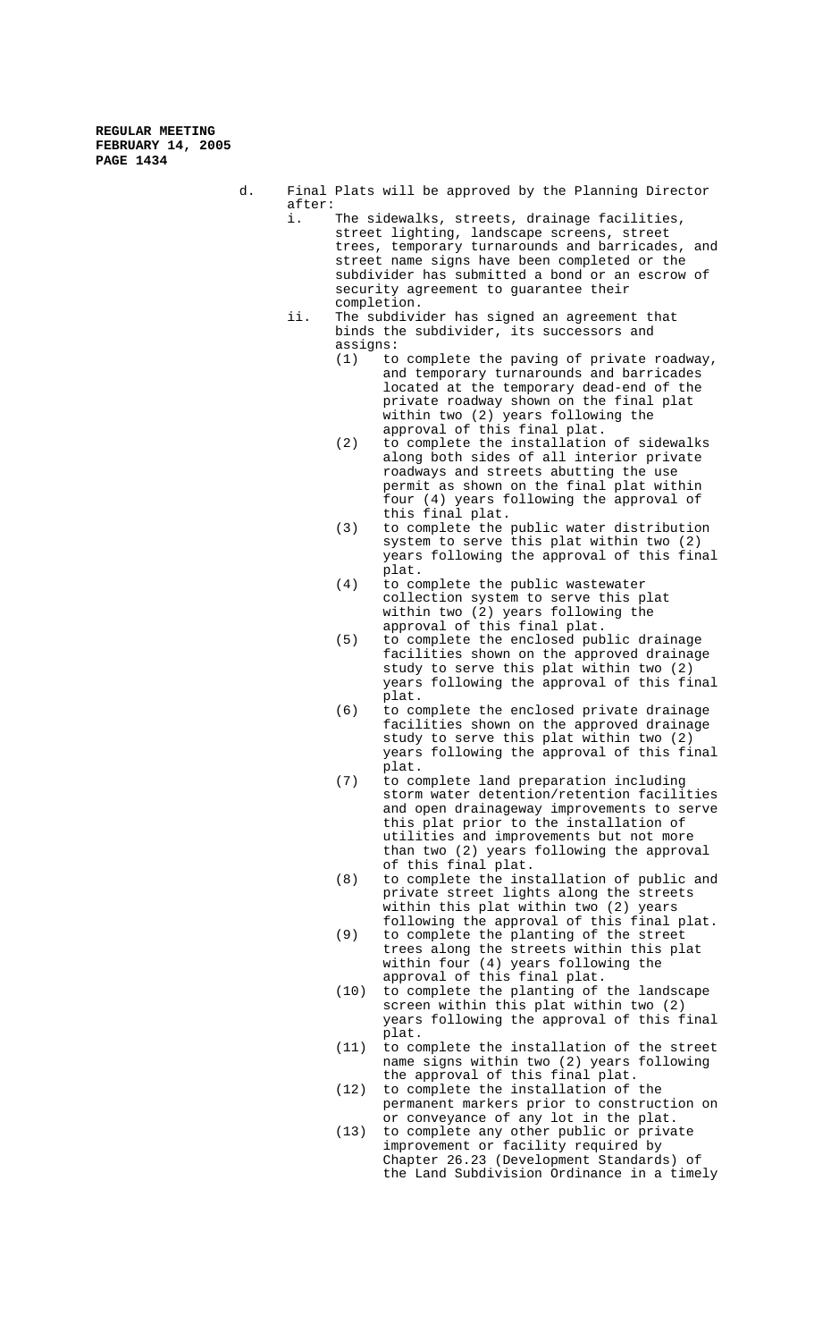d. Final Plats will be approved by the Planning Director after:

   i. The sidewalks, streets, drainage facilities, street lighting, landscape screens, street trees, temporary turnarounds and barricades, and street name signs have been completed or the subdivider has submitted a bond or an escrow of security agreement to guarantee their completion.

   ii. The subdivider has signed an agreement that binds the subdivider, its successors and assigns:

      (1) to complete the paving of private roadway, and temporary turnarounds and barricades located at the temporary dead-end of the private roadway shown on the final plat within two (2) years following the approval of this final plat.

      (2) to complete the installation of sidewalks along both sides of all interior private roadways and streets abutting the use permit as shown on the final plat within four (4) years following the approval of this final plat.

      (3) to complete the public water distribution system to serve this plat within two (2) years following the approval of this final plat.

      (4) to complete the public wastewater collection system to serve this plat within two (2) years following the approval of this final plat.

      (5) to complete the enclosed public drainage facilities shown on the approved drainage study to serve this plat within two (2) years following the approval of this final plat.

      (6) to complete the enclosed private drainage facilities shown on the approved drainage study to serve this plat within two (2) years following the approval of this final plat.

      (7) to complete land preparation including storm water detention/retention facilities and open drainageway improvements to serve this plat prior to the installation of utilities and improvements but not more than two (2) years following the approval of this final plat.

      (8) to complete the installation of public and private street lights along the streets within this plat within two (2) years following the approval of this final plat.

      (9) to complete the planting of the street trees along the streets within this plat within four (4) years following the approval of this final plat.

      (10) to complete the planting of the landscape screen within this plat within two (2) years following the approval of this final plat.

      (11) to complete the installation of the street name signs within two (2) years following the approval of this final plat.

      (12) to complete the installation of the permanent markers prior to construction on or conveyance of any lot in the plat.

      (13) to complete any other public or private improvement or facility required by Chapter 26.23 (Development Standards) of the Land Subdivision Ordinance in a timely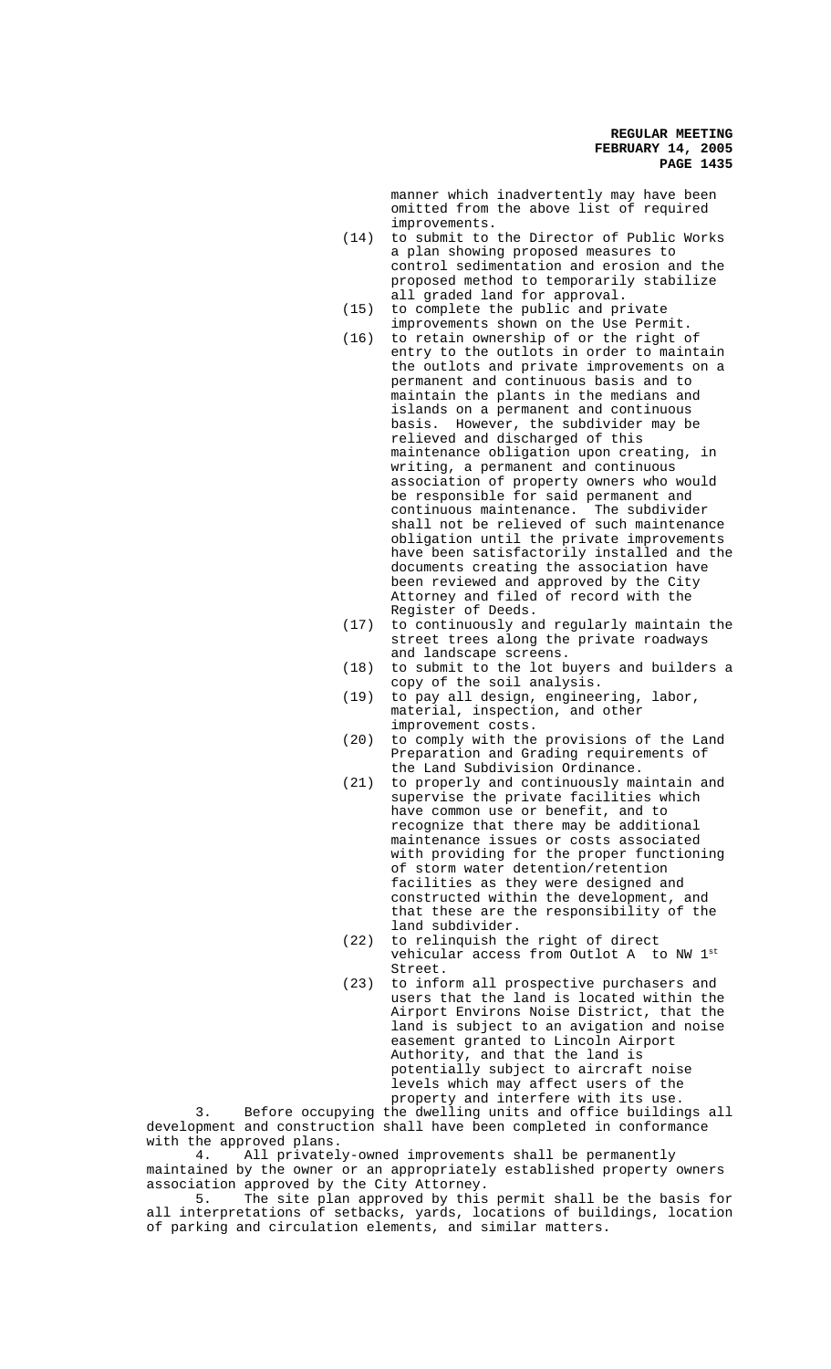manner which inadvertently may have been omitted from the above list of required improvements.

(14) to submit to the Director of Public Works a plan showing proposed measures to control sedimentation and erosion and the proposed method to temporarily stabilize all graded land for approval.

(15) to complete the public and private improvements shown on the Use Permit.

(16) to retain ownership of or the right of entry to the outlots in order to maintain the outlots and private improvements on a permanent and continuous basis and to maintain the plants in the medians and islands on a permanent and continuous basis. However, the subdivider may be relieved and discharged of this maintenance obligation upon creating, in writing, a permanent and continuous association of property owners who would be responsible for said permanent and continuous maintenance. The subdivider shall not be relieved of such maintenance obligation until the private improvements have been satisfactorily installed and the documents creating the association have been reviewed and approved by the City Attorney and filed of record with the Register of Deeds.

(17) to continuously and regularly maintain the street trees along the private roadways and landscape screens.

(18) to submit to the lot buyers and builders a copy of the soil analysis.

(19) to pay all design, engineering, labor, material, inspection, and other improvement costs.

(20) to comply with the provisions of the Land Preparation and Grading requirements of the Land Subdivision Ordinance.

(21) to properly and continuously maintain and supervise the private facilities which have common use or benefit, and to recognize that there may be additional maintenance issues or costs associated with providing for the proper functioning of storm water detention/retention facilities as they were designed and constructed within the development, and that these are the responsibility of the land subdivider.

(22) to relinquish the right of direct vehicular access from Outlot A to NW 1st Street.

(23) to inform all prospective purchasers and users that the land is located within the Airport Environs Noise District, that the land is subject to an avigation and noise easement granted to Lincoln Airport Authority, and that the land is potentially subject to aircraft noise levels which may affect users of the property and interfere with its use.

3. Before occupying the dwelling units and office buildings all development and construction shall have been completed in conformance with the approved plans.

4. All privately-owned improvements shall be permanently maintained by the owner or an appropriately established property owners association approved by the City Attorney.

5. The site plan approved by this permit shall be the basis for all interpretations of setbacks, yards, locations of buildings, location of parking and circulation elements, and similar matters.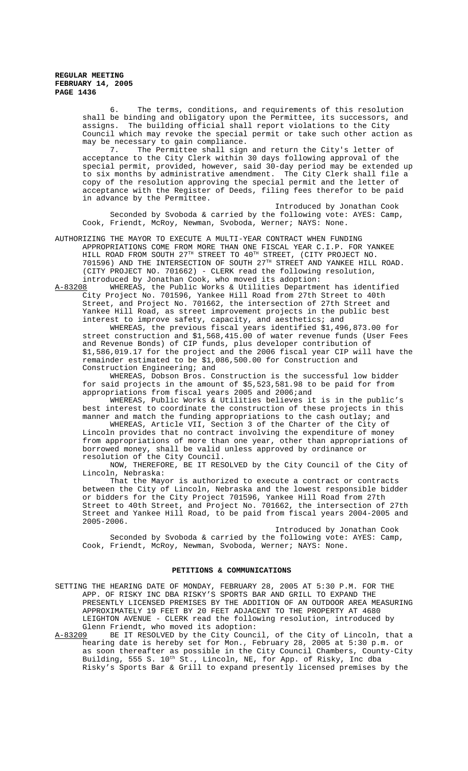6. The terms, conditions, and requirements of this resolution shall be binding and obligatory upon the Permittee, its successors, and assigns. The building official shall report violations to the City Council which may revoke the special permit or take such other action as may be necessary to gain compliance.

7. The Permittee shall sign and return the City's letter of acceptance to the City Clerk within 30 days following approval of the special permit, provided, however, said 30-day period may be extended up to six months by administrative amendment. The City Clerk shall file a copy of the resolution approving the special permit and the letter of acceptance with the Register of Deeds, filing fees therefor to be paid in advance by the Permittee.

Introduced by Jonathan Cook

Seconded by Svoboda & carried by the following vote: AYES: Camp, Cook, Friendt, McRoy, Newman, Svoboda, Werner; NAYS: None.

AUTHORIZING THE MAYOR TO EXECUTE A MULTI-YEAR CONTRACT WHEN FUNDING APPROPRIATIONS COME FROM MORE THAN ONE FISCAL YEAR C.I.P. FOR YANKEE HILL ROAD FROM SOUTH 27TH STREET TO 40TH STREET, (CITY PROJECT NO. 701596) AND THE INTERSECTION OF SOUTH 27TH STREET AND YANKEE HILL ROAD. (CITY PROJECT NO. 701662) - CLERK read the following resolution, introduced by Jonathan Cook, who moved its adoption:

A-83208 WHEREAS, the Public Works & Utilities Department has identified City Project No. 701596, Yankee Hill Road from 27th Street to 40th Street, and Project No. 701662, the intersection of 27th Street and Yankee Hill Road, as street improvement projects in the public best interest to improve safety, capacity, and aesthetics; and

WHEREAS, the previous fiscal years identified $1,496,873.00 for street construction and $1,568,415.00 of water revenue funds (User Fees and Revenue Bonds) of CIP funds, plus developer contribution of $1,586,019.17 for the project and the 2006 fiscal year CIP will have the remainder estimated to be $1,086,500.00 for Construction and Construction Engineering; and

WHEREAS, Dobson Bros. Construction is the successful low bidder for said projects in the amount of $5,523,581.98 to be paid for from appropriations from fiscal years 2005 and 2006;and

WHEREAS, Public Works & Utilities believes it is in the public's best interest to coordinate the construction of these projects in this manner and match the funding appropriations to the cash outlay; and

WHEREAS, Article VII, Section 3 of the Charter of the City of Lincoln provides that no contract involving the expenditure of money from appropriations of more than one year, other than appropriations of borrowed money, shall be valid unless approved by ordinance or resolution of the City Council.

NOW, THEREFORE, BE IT RESOLVED by the City Council of the City of Lincoln, Nebraska:

That the Mayor is authorized to execute a contract or contracts between the City of Lincoln, Nebraska and the lowest responsible bidder or bidders for the City Project 701596, Yankee Hill Road from 27th Street to 40th Street, and Project No. 701662, the intersection of 27th Street and Yankee Hill Road, to be paid from fiscal years 2004-2005 and 2005-2006.

Introduced by Jonathan Cook

Seconded by Svoboda & carried by the following vote: AYES: Camp, Cook, Friendt, McRoy, Newman, Svoboda, Werner; NAYS: None.

## PETITIONS & COMMUNICATIONS

SETTING THE HEARING DATE OF MONDAY, FEBRUARY 28, 2005 AT 5:30 P.M. FOR THE APP. OF RISKY INC DBA RISKY'S SPORTS BAR AND GRILL TO EXPAND THE PRESENTLY LICENSED PREMISES BY THE ADDITION OF AN OUTDOOR AREA MEASURING APPROXIMATELY 19 FEET BY 20 FEET ADJACENT TO THE PROPERTY AT 4680 LEIGHTON AVENUE - CLERK read the following resolution, introduced by Glenn Friendt, who moved its adoption:

A-83209 BE IT RESOLVED by the City Council, of the City of Lincoln, that a hearing date is hereby set for Mon., February 28, 2005 at 5:30 p.m. or as soon thereafter as possible in the City Council Chambers, County-City Building, 555 S. 10th St., Lincoln, NE, for App. of Risky, Inc dba Risky's Sports Bar & Grill to expand presently licensed premises by the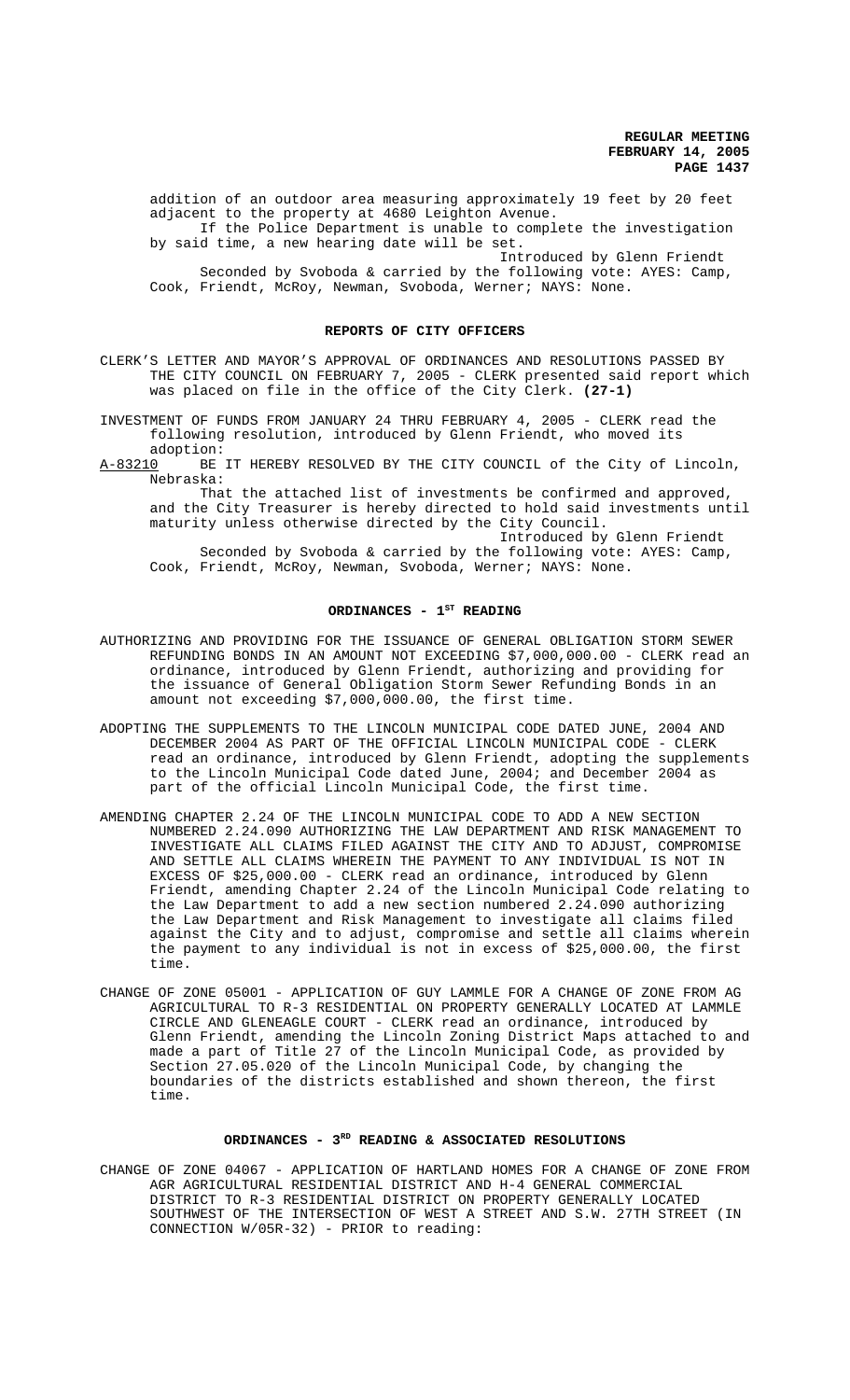addition of an outdoor area measuring approximately 19 feet by 20 feet adjacent to the property at 4680 Leighton Avenue.

If the Police Department is unable to complete the investigation by said time, a new hearing date will be set.

Introduced by Glenn Friendt

Seconded by Svoboda & carried by the following vote: AYES: Camp, Cook, Friendt, McRoy, Newman, Svoboda, Werner; NAYS: None.

## REPORTS OF CITY OFFICERS

CLERK'S LETTER AND MAYOR'S APPROVAL OF ORDINANCES AND RESOLUTIONS PASSED BY THE CITY COUNCIL ON FEBRUARY 7, 2005 - CLERK presented said report which was placed on file in the office of the City Clerk. **(27-1)**

INVESTMENT OF FUNDS FROM JANUARY 24 THRU FEBRUARY 4, 2005 - CLERK read the following resolution, introduced by Glenn Friendt, who moved its adoption:

A-83210 BE IT HEREBY RESOLVED BY THE CITY COUNCIL of the City of Lincoln, Nebraska:

That the attached list of investments be confirmed and approved, and the City Treasurer is hereby directed to hold said investments until maturity unless otherwise directed by the City Council.

Introduced by Glenn Friendt

Seconded by Svoboda & carried by the following vote: AYES: Camp, Cook, Friendt, McRoy, Newman, Svoboda, Werner; NAYS: None.

## ORDINANCES - 1ST READING

AUTHORIZING AND PROVIDING FOR THE ISSUANCE OF GENERAL OBLIGATION STORM SEWER REFUNDING BONDS IN AN AMOUNT NOT EXCEEDING $7,000,000.00 - CLERK read an ordinance, introduced by Glenn Friendt, authorizing and providing for the issuance of General Obligation Storm Sewer Refunding Bonds in an amount not exceeding $7,000,000.00, the first time.

ADOPTING THE SUPPLEMENTS TO THE LINCOLN MUNICIPAL CODE DATED JUNE, 2004 AND DECEMBER 2004 AS PART OF THE OFFICIAL LINCOLN MUNICIPAL CODE - CLERK read an ordinance, introduced by Glenn Friendt, adopting the supplements to the Lincoln Municipal Code dated June, 2004; and December 2004 as part of the official Lincoln Municipal Code, the first time.

AMENDING CHAPTER 2.24 OF THE LINCOLN MUNICIPAL CODE TO ADD A NEW SECTION NUMBERED 2.24.090 AUTHORIZING THE LAW DEPARTMENT AND RISK MANAGEMENT TO INVESTIGATE ALL CLAIMS FILED AGAINST THE CITY AND TO ADJUST, COMPROMISE AND SETTLE ALL CLAIMS WHEREIN THE PAYMENT TO ANY INDIVIDUAL IS NOT IN EXCESS OF $25,000.00 - CLERK read an ordinance, introduced by Glenn Friendt, amending Chapter 2.24 of the Lincoln Municipal Code relating to the Law Department to add a new section numbered 2.24.090 authorizing the Law Department and Risk Management to investigate all claims filed against the City and to adjust, compromise and settle all claims wherein the payment to any individual is not in excess of $25,000.00, the first time.

CHANGE OF ZONE 05001 - APPLICATION OF GUY LAMMLE FOR A CHANGE OF ZONE FROM AG AGRICULTURAL TO R-3 RESIDENTIAL ON PROPERTY GENERALLY LOCATED AT LAMMLE CIRCLE AND GLENEAGLE COURT - CLERK read an ordinance, introduced by Glenn Friendt, amending the Lincoln Zoning District Maps attached to and made a part of Title 27 of the Lincoln Municipal Code, as provided by Section 27.05.020 of the Lincoln Municipal Code, by changing the boundaries of the districts established and shown thereon, the first time.

## ORDINANCES - 3RD READING & ASSOCIATED RESOLUTIONS

CHANGE OF ZONE 04067 - APPLICATION OF HARTLAND HOMES FOR A CHANGE OF ZONE FROM AGR AGRICULTURAL RESIDENTIAL DISTRICT AND H-4 GENERAL COMMERCIAL DISTRICT TO R-3 RESIDENTIAL DISTRICT ON PROPERTY GENERALLY LOCATED SOUTHWEST OF THE INTERSECTION OF WEST A STREET AND S.W. 27TH STREET (IN CONNECTION W/05R-32) - PRIOR to reading: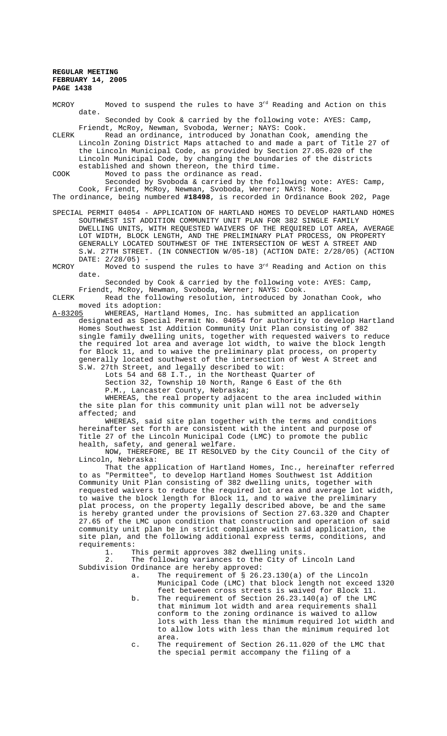MCROY Moved to suspend the rules to have 3rd Reading and Action on this date.

Seconded by Cook & carried by the following vote: AYES: Camp, Friendt, McRoy, Newman, Svoboda, Werner; NAYS: Cook.

CLERK Read an ordinance, introduced by Jonathan Cook, amending the Lincoln Zoning District Maps attached to and made a part of Title 27 of the Lincoln Municipal Code, as provided by Section 27.05.020 of the Lincoln Municipal Code, by changing the boundaries of the districts established and shown thereon, the third time.

COOK Moved to pass the ordinance as read.

Seconded by Svoboda & carried by the following vote: AYES: Camp, Cook, Friendt, McRoy, Newman, Svoboda, Werner; NAYS: None.

The ordinance, being numbered **#18498**, is recorded in Ordinance Book 202, Page

SPECIAL PERMIT 04054 - APPLICATION OF HARTLAND HOMES TO DEVELOP HARTLAND HOMES SOUTHWEST 1ST ADDITION COMMUNITY UNIT PLAN FOR 382 SINGLE FAMILY DWELLING UNITS, WITH REQUESTED WAIVERS OF THE REQUIRED LOT AREA, AVERAGE LOT WIDTH, BLOCK LENGTH, AND THE PRELIMINARY PLAT PROCESS, ON PROPERTY GENERALLY LOCATED SOUTHWEST OF THE INTERSECTION OF WEST A STREET AND S.W. 27TH STREET. (IN CONNECTION W/05-18) (ACTION DATE: 2/28/05) (ACTION DATE: 2/28/05) -

MCROY Moved to suspend the rules to have 3rd Reading and Action on this date.

Seconded by Cook & carried by the following vote: AYES: Camp, Friendt, McRoy, Newman, Svoboda, Werner; NAYS: Cook.

CLERK Read the following resolution, introduced by Jonathan Cook, who moved its adoption:

A-83205 WHEREAS, Hartland Homes, Inc. has submitted an application designated as Special Permit No. 04054 for authority to develop Hartland Homes Southwest 1st Addition Community Unit Plan consisting of 382 single family dwelling units, together with requested waivers to reduce the required lot area and average lot width, to waive the block length for Block 11, and to waive the preliminary plat process, on property generally located southwest of the intersection of West A Street and S.W. 27th Street, and legally described to wit:

Lots 54 and 68 I.T., in the Northeast Quarter of Section 32, Township 10 North, Range 6 East of the 6th P.M., Lancaster County, Nebraska;

WHEREAS, the real property adjacent to the area included within the site plan for this community unit plan will not be adversely affected; and

WHEREAS, said site plan together with the terms and conditions hereinafter set forth are consistent with the intent and purpose of Title 27 of the Lincoln Municipal Code (LMC) to promote the public health, safety, and general welfare.

NOW, THEREFORE, BE IT RESOLVED by the City Council of the City of Lincoln, Nebraska:

That the application of Hartland Homes, Inc., hereinafter referred to as "Permittee", to develop Hartland Homes Southwest 1st Addition Community Unit Plan consisting of 382 dwelling units, together with requested waivers to reduce the required lot area and average lot width, to waive the block length for Block 11, and to waive the preliminary plat process, on the property legally described above, be and the same is hereby granted under the provisions of Section 27.63.320 and Chapter 27.65 of the LMC upon condition that construction and operation of said community unit plan be in strict compliance with said application, the site plan, and the following additional express terms, conditions, and requirements:

1. This permit approves 382 dwelling units.
2. The following variances to the City of Lincoln Land Subdivision Ordinance are hereby approved:
   a. The requirement of § 26.23.130(a) of the Lincoln Municipal Code (LMC) that block length not exceed 1320 feet between cross streets is waived for Block 11.
   b. The requirement of Section 26.23.140(a) of the LMC that minimum lot width and area requirements shall conform to the zoning ordinance is waived to allow lots with less than the minimum required lot width and to allow lots with less than the minimum required lot area.
   c. The requirement of Section 26.11.020 of the LMC that the special permit accompany the filing of a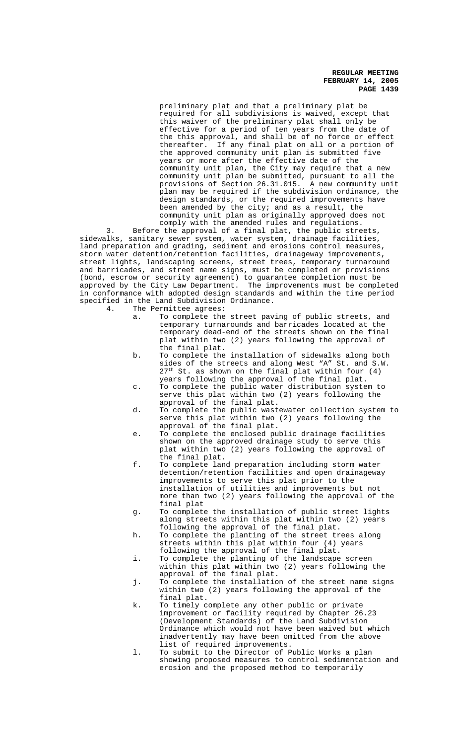preliminary plat and that a preliminary plat be required for all subdivisions is waived, except that this waiver of the preliminary plat shall only be effective for a period of ten years from the date of the this approval, and shall be of no force or effect thereafter. If any final plat on all or a portion of the approved community unit plan is submitted five years or more after the effective date of the community unit plan, the City may require that a new community unit plan be submitted, pursuant to all the provisions of Section 26.31.015. A new community unit plan may be required if the subdivision ordinance, the design standards, or the required improvements have been amended by the city; and as a result, the community unit plan as originally approved does not comply with the amended rules and regulations.

3. Before the approval of a final plat, the public streets, sidewalks, sanitary sewer system, water system, drainage facilities, land preparation and grading, sediment and erosions control measures, storm water detention/retention facilities, drainageway improvements, street lights, landscaping screens, street trees, temporary turnaround and barricades, and street name signs, must be completed or provisions (bond, escrow or security agreement) to guarantee completion must be approved by the City Law Department. The improvements must be completed in conformance with adopted design standards and within the time period specified in the Land Subdivision Ordinance.

4. The Permittee agrees:

   a. To complete the street paving of public streets, and temporary turnarounds and barricades located at the temporary dead-end of the streets shown on the final plat within two (2) years following the approval of the final plat.

   b. To complete the installation of sidewalks along both sides of the streets and along West "A" St. and S.W. 27th St. as shown on the final plat within four (4) years following the approval of the final plat.

   c. To complete the public water distribution system to serve this plat within two (2) years following the approval of the final plat.

   d. To complete the public wastewater collection system to serve this plat within two (2) years following the approval of the final plat.

   e. To complete the enclosed public drainage facilities shown on the approved drainage study to serve this plat within two (2) years following the approval of the final plat.

   f. To complete land preparation including storm water detention/retention facilities and open drainageway improvements to serve this plat prior to the installation of utilities and improvements but not more than two (2) years following the approval of the final plat

   g. To complete the installation of public street lights along streets within this plat within two (2) years following the approval of the final plat.

   h. To complete the planting of the street trees along streets within this plat within four (4) years following the approval of the final plat.

   i. To complete the planting of the landscape screen within this plat within two (2) years following the approval of the final plat.

   j. To complete the installation of the street name signs within two (2) years following the approval of the final plat.

   k. To timely complete any other public or private improvement or facility required by Chapter 26.23 (Development Standards) of the Land Subdivision Ordinance which would not have been waived but which inadvertently may have been omitted from the above list of required improvements.

   l. To submit to the Director of Public Works a plan showing proposed measures to control sedimentation and erosion and the proposed method to temporarily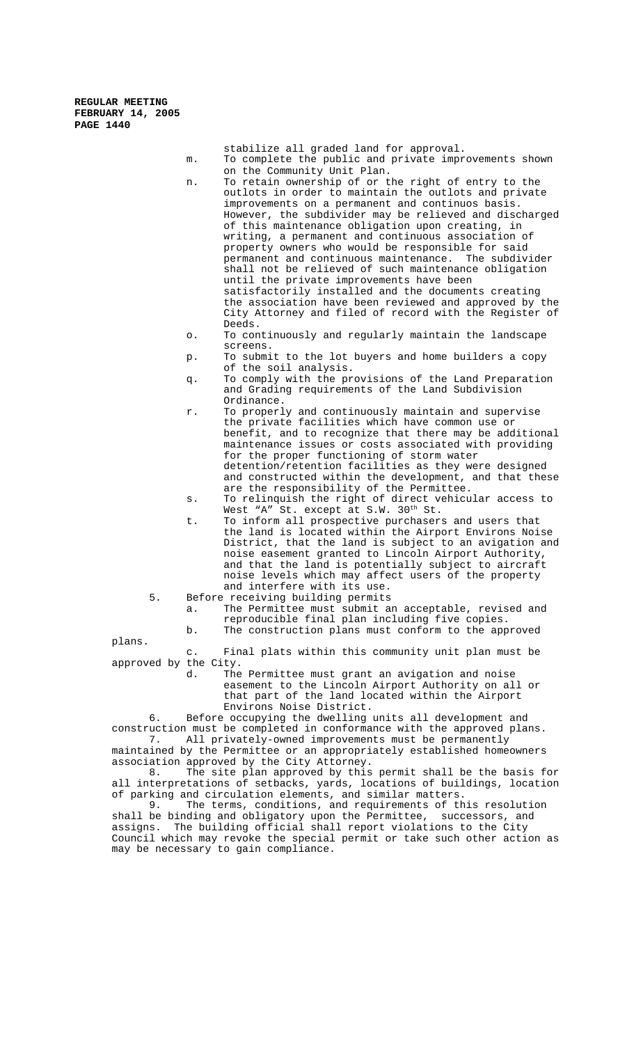stabilize all graded land for approval.

m. To complete the public and private improvements shown on the Community Unit Plan.

n. To retain ownership of or the right of entry to the outlots in order to maintain the outlots and private improvements on a permanent and continuos basis. However, the subdivider may be relieved and discharged of this maintenance obligation upon creating, in writing, a permanent and continuous association of property owners who would be responsible for said permanent and continuous maintenance. The subdivider shall not be relieved of such maintenance obligation until the private improvements have been satisfactorily installed and the documents creating the association have been reviewed and approved by the City Attorney and filed of record with the Register of Deeds.

o. To continuously and regularly maintain the landscape screens.

p. To submit to the lot buyers and home builders a copy of the soil analysis.

q. To comply with the provisions of the Land Preparation and Grading requirements of the Land Subdivision Ordinance.

r. To properly and continuously maintain and supervise the private facilities which have common use or benefit, and to recognize that there may be additional maintenance issues or costs associated with providing for the proper functioning of storm water detention/retention facilities as they were designed and constructed within the development, and that these are the responsibility of the Permittee.

s. To relinquish the right of direct vehicular access to West "A" St. except at S.W. 30th St.

t. To inform all prospective purchasers and users that the land is located within the Airport Environs Noise District, that the land is subject to an avigation and noise easement granted to Lincoln Airport Authority, and that the land is potentially subject to aircraft noise levels which may affect users of the property and interfere with its use.

5. Before receiving building permits

a. The Permittee must submit an acceptable, revised and reproducible final plan including five copies.

b. The construction plans must conform to the approved plans.

c. Final plats within this community unit plan must be approved by the City.

d. The Permittee must grant an avigation and noise easement to the Lincoln Airport Authority on all or that part of the land located within the Airport Environs Noise District.

6. Before occupying the dwelling units all development and construction must be completed in conformance with the approved plans.

7. All privately-owned improvements must be permanently maintained by the Permittee or an appropriately established homeowners association approved by the City Attorney.

8. The site plan approved by this permit shall be the basis for all interpretations of setbacks, yards, locations of buildings, location of parking and circulation elements, and similar matters.

9. The terms, conditions, and requirements of this resolution shall be binding and obligatory upon the Permittee, successors, and assigns. The building official shall report violations to the City Council which may revoke the special permit or take such other action as may be necessary to gain compliance.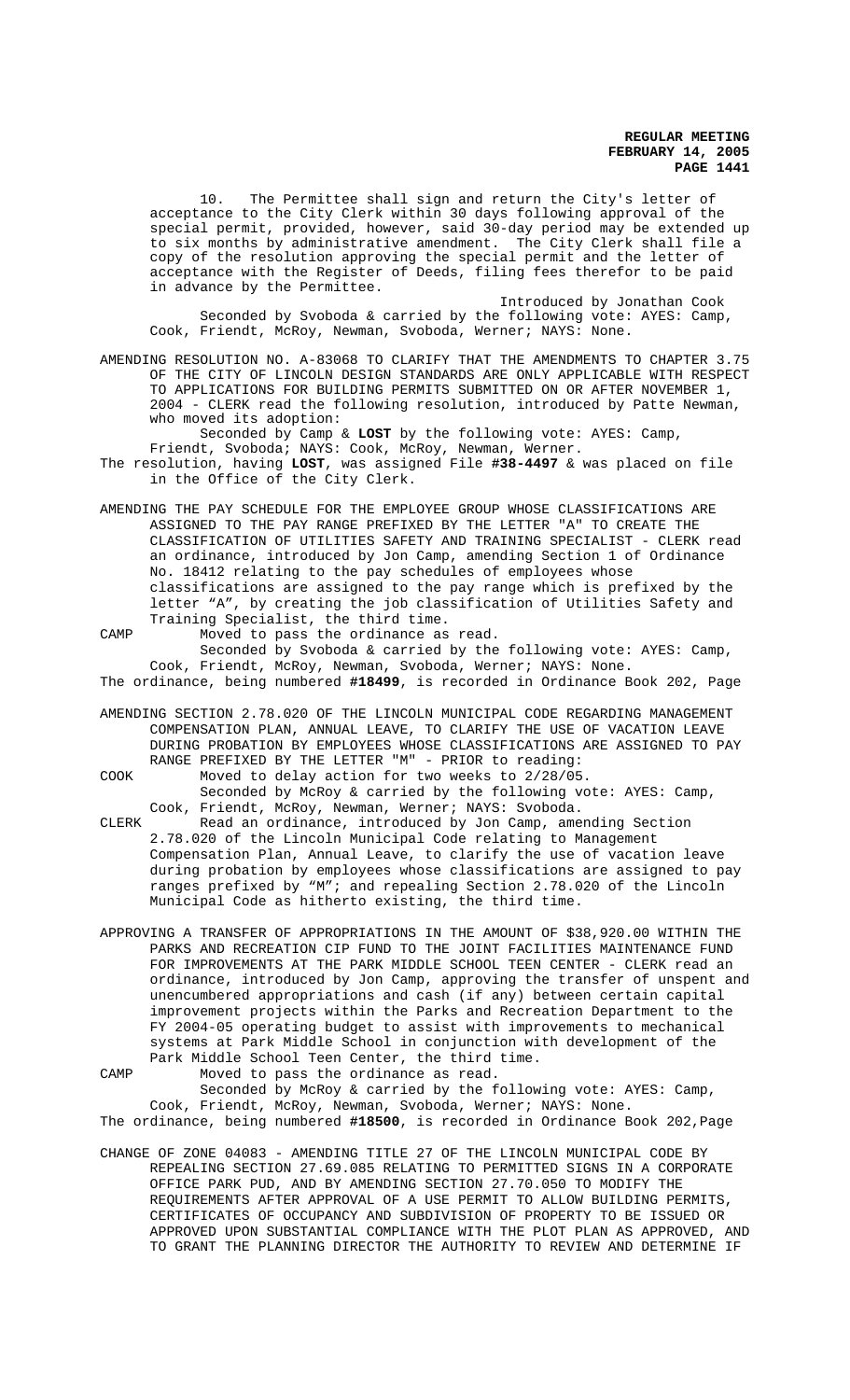10. The Permittee shall sign and return the City's letter of acceptance to the City Clerk within 30 days following approval of the special permit, provided, however, said 30-day period may be extended up to six months by administrative amendment. The City Clerk shall file a copy of the resolution approving the special permit and the letter of acceptance with the Register of Deeds, filing fees therefor to be paid in advance by the Permittee.

Introduced by Jonathan Cook

Seconded by Svoboda & carried by the following vote: AYES: Camp, Cook, Friendt, McRoy, Newman, Svoboda, Werner; NAYS: None.

AMENDING RESOLUTION NO. A-83068 TO CLARIFY THAT THE AMENDMENTS TO CHAPTER 3.75 OF THE CITY OF LINCOLN DESIGN STANDARDS ARE ONLY APPLICABLE WITH RESPECT TO APPLICATIONS FOR BUILDING PERMITS SUBMITTED ON OR AFTER NOVEMBER 1, 2004 - CLERK read the following resolution, introduced by Patte Newman, who moved its adoption:

Seconded by Camp & **LOST** by the following vote: AYES: Camp, Friendt, Svoboda; NAYS: Cook, McRoy, Newman, Werner.

The resolution, having **LOST**, was assigned File **#38-4497** & was placed on file in the Office of the City Clerk.

AMENDING THE PAY SCHEDULE FOR THE EMPLOYEE GROUP WHOSE CLASSIFICATIONS ARE ASSIGNED TO THE PAY RANGE PREFIXED BY THE LETTER "A" TO CREATE THE CLASSIFICATION OF UTILITIES SAFETY AND TRAINING SPECIALIST - CLERK read an ordinance, introduced by Jon Camp, amending Section 1 of Ordinance No. 18412 relating to the pay schedules of employees whose classifications are assigned to the pay range which is prefixed by the letter "A", by creating the job classification of Utilities Safety and Training Specialist, the third time.

CAMP Moved to pass the ordinance as read.

Seconded by Svoboda & carried by the following vote: AYES: Camp, Cook, Friendt, McRoy, Newman, Svoboda, Werner; NAYS: None.

The ordinance, being numbered **#18499**, is recorded in Ordinance Book 202, Page

AMENDING SECTION 2.78.020 OF THE LINCOLN MUNICIPAL CODE REGARDING MANAGEMENT COMPENSATION PLAN, ANNUAL LEAVE, TO CLARIFY THE USE OF VACATION LEAVE DURING PROBATION BY EMPLOYEES WHOSE CLASSIFICATIONS ARE ASSIGNED TO PAY RANGE PREFIXED BY THE LETTER "M" - PRIOR to reading:

COOK Moved to delay action for two weeks to 2/28/05.

Seconded by McRoy & carried by the following vote: AYES: Camp, Cook, Friendt, McRoy, Newman, Werner; NAYS: Svoboda.

CLERK Read an ordinance, introduced by Jon Camp, amending Section 2.78.020 of the Lincoln Municipal Code relating to Management Compensation Plan, Annual Leave, to clarify the use of vacation leave during probation by employees whose classifications are assigned to pay ranges prefixed by "M"; and repealing Section 2.78.020 of the Lincoln Municipal Code as hitherto existing, the third time.

APPROVING A TRANSFER OF APPROPRIATIONS IN THE AMOUNT OF $38,920.00 WITHIN THE PARKS AND RECREATION CIP FUND TO THE JOINT FACILITIES MAINTENANCE FUND FOR IMPROVEMENTS AT THE PARK MIDDLE SCHOOL TEEN CENTER - CLERK read an ordinance, introduced by Jon Camp, approving the transfer of unspent and unencumbered appropriations and cash (if any) between certain capital improvement projects within the Parks and Recreation Department to the FY 2004-05 operating budget to assist with improvements to mechanical systems at Park Middle School in conjunction with development of the Park Middle School Teen Center, the third time.

CAMP Moved to pass the ordinance as read.

Seconded by McRoy & carried by the following vote: AYES: Camp, Cook, Friendt, McRoy, Newman, Svoboda, Werner; NAYS: None.

The ordinance, being numbered **#18500**, is recorded in Ordinance Book 202,Page

CHANGE OF ZONE 04083 - AMENDING TITLE 27 OF THE LINCOLN MUNICIPAL CODE BY REPEALING SECTION 27.69.085 RELATING TO PERMITTED SIGNS IN A CORPORATE OFFICE PARK PUD, AND BY AMENDING SECTION 27.70.050 TO MODIFY THE REQUIREMENTS AFTER APPROVAL OF A USE PERMIT TO ALLOW BUILDING PERMITS, CERTIFICATES OF OCCUPANCY AND SUBDIVISION OF PROPERTY TO BE ISSUED OR APPROVED UPON SUBSTANTIAL COMPLIANCE WITH THE PLOT PLAN AS APPROVED, AND TO GRANT THE PLANNING DIRECTOR THE AUTHORITY TO REVIEW AND DETERMINE IF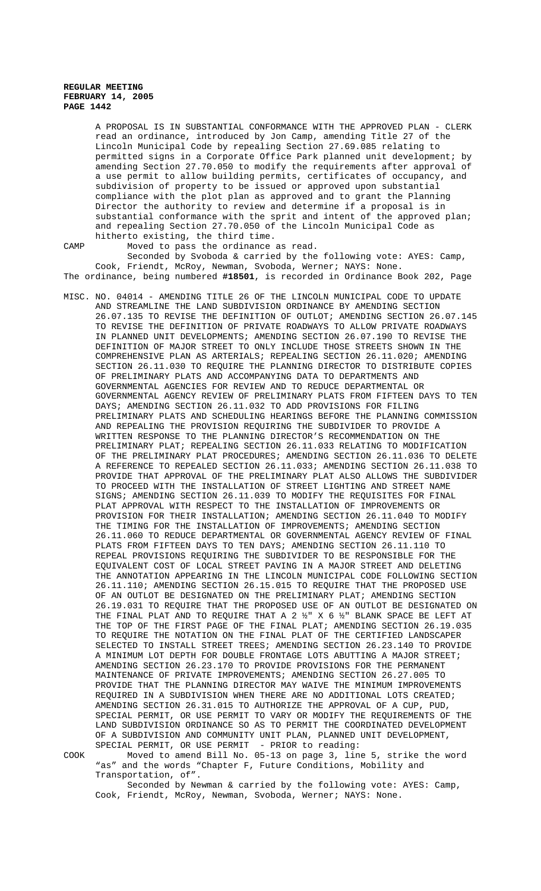A PROPOSAL IS IN SUBSTANTIAL CONFORMANCE WITH THE APPROVED PLAN - CLERK read an ordinance, introduced by Jon Camp, amending Title 27 of the Lincoln Municipal Code by repealing Section 27.69.085 relating to permitted signs in a Corporate Office Park planned unit development; by amending Section 27.70.050 to modify the requirements after approval of a use permit to allow building permits, certificates of occupancy, and subdivision of property to be issued or approved upon substantial compliance with the plot plan as approved and to grant the Planning Director the authority to review and determine if a proposal is in substantial conformance with the sprit and intent of the approved plan; and repealing Section 27.70.050 of the Lincoln Municipal Code as hitherto existing, the third time.

CAMP Moved to pass the ordinance as read.

Seconded by Svoboda & carried by the following vote: AYES: Camp, Cook, Friendt, McRoy, Newman, Svoboda, Werner; NAYS: None.

The ordinance, being numbered **#18501**, is recorded in Ordinance Book 202, Page

MISC. NO. 04014 - AMENDING TITLE 26 OF THE LINCOLN MUNICIPAL CODE TO UPDATE AND STREAMLINE THE LAND SUBDIVISION ORDINANCE BY AMENDING SECTION 26.07.135 TO REVISE THE DEFINITION OF OUTLOT; AMENDING SECTION 26.07.145 TO REVISE THE DEFINITION OF PRIVATE ROADWAYS TO ALLOW PRIVATE ROADWAYS IN PLANNED UNIT DEVELOPMENTS; AMENDING SECTION 26.07.190 TO REVISE THE DEFINITION OF MAJOR STREET TO ONLY INCLUDE THOSE STREETS SHOWN IN THE COMPREHENSIVE PLAN AS ARTERIALS; REPEALING SECTION 26.11.020; AMENDING SECTION 26.11.030 TO REQUIRE THE PLANNING DIRECTOR TO DISTRIBUTE COPIES OF PRELIMINARY PLATS AND ACCOMPANYING DATA TO DEPARTMENTS AND GOVERNMENTAL AGENCIES FOR REVIEW AND TO REDUCE DEPARTMENTAL OR GOVERNMENTAL AGENCY REVIEW OF PRELIMINARY PLATS FROM FIFTEEN DAYS TO TEN DAYS; AMENDING SECTION 26.11.032 TO ADD PROVISIONS FOR FILING PRELIMINARY PLATS AND SCHEDULING HEARINGS BEFORE THE PLANNING COMMISSION AND REPEALING THE PROVISION REQUIRING THE SUBDIVIDER TO PROVIDE A WRITTEN RESPONSE TO THE PLANNING DIRECTOR'S RECOMMENDATION ON THE PRELIMINARY PLAT; REPEALING SECTION 26.11.033 RELATING TO MODIFICATION OF THE PRELIMINARY PLAT PROCEDURES; AMENDING SECTION 26.11.036 TO DELETE A REFERENCE TO REPEALED SECTION 26.11.033; AMENDING SECTION 26.11.038 TO PROVIDE THAT APPROVAL OF THE PRELIMINARY PLAT ALSO ALLOWS THE SUBDIVIDER TO PROCEED WITH THE INSTALLATION OF STREET LIGHTING AND STREET NAME SIGNS; AMENDING SECTION 26.11.039 TO MODIFY THE REQUISITES FOR FINAL PLAT APPROVAL WITH RESPECT TO THE INSTALLATION OF IMPROVEMENTS OR PROVISION FOR THEIR INSTALLATION; AMENDING SECTION 26.11.040 TO MODIFY THE TIMING FOR THE INSTALLATION OF IMPROVEMENTS; AMENDING SECTION 26.11.060 TO REDUCE DEPARTMENTAL OR GOVERNMENTAL AGENCY REVIEW OF FINAL PLATS FROM FIFTEEN DAYS TO TEN DAYS; AMENDING SECTION 26.11.110 TO REPEAL PROVISIONS REQUIRING THE SUBDIVIDER TO BE RESPONSIBLE FOR THE EQUIVALENT COST OF LOCAL STREET PAVING IN A MAJOR STREET AND DELETING THE ANNOTATION APPEARING IN THE LINCOLN MUNICIPAL CODE FOLLOWING SECTION 26.11.110; AMENDING SECTION 26.15.015 TO REQUIRE THAT THE PROPOSED USE OF AN OUTLOT BE DESIGNATED ON THE PRELIMINARY PLAT; AMENDING SECTION 26.19.031 TO REQUIRE THAT THE PROPOSED USE OF AN OUTLOT BE DESIGNATED ON THE FINAL PLAT AND TO REQUIRE THAT A 2 ½" X 6 ½" BLANK SPACE BE LEFT AT THE TOP OF THE FIRST PAGE OF THE FINAL PLAT; AMENDING SECTION 26.19.035 TO REQUIRE THE NOTATION ON THE FINAL PLAT OF THE CERTIFIED LANDSCAPER SELECTED TO INSTALL STREET TREES; AMENDING SECTION 26.23.140 TO PROVIDE A MINIMUM LOT DEPTH FOR DOUBLE FRONTAGE LOTS ABUTTING A MAJOR STREET; AMENDING SECTION 26.23.170 TO PROVIDE PROVISIONS FOR THE PERMANENT MAINTENANCE OF PRIVATE IMPROVEMENTS; AMENDING SECTION 26.27.005 TO PROVIDE THAT THE PLANNING DIRECTOR MAY WAIVE THE MINIMUM IMPROVEMENTS REQUIRED IN A SUBDIVISION WHEN THERE ARE NO ADDITIONAL LOTS CREATED; AMENDING SECTION 26.31.015 TO AUTHORIZE THE APPROVAL OF A CUP, PUD, SPECIAL PERMIT, OR USE PERMIT TO VARY OR MODIFY THE REQUIREMENTS OF THE LAND SUBDIVISION ORDINANCE SO AS TO PERMIT THE COORDINATED DEVELOPMENT OF A SUBDIVISION AND COMMUNITY UNIT PLAN, PLANNED UNIT DEVELOPMENT, SPECIAL PERMIT, OR USE PERMIT - PRIOR to reading:

COOK Moved to amend Bill No. 05-13 on page 3, line 5, strike the word "as" and the words "Chapter F, Future Conditions, Mobility and Transportation, of".

Seconded by Newman & carried by the following vote: AYES: Camp, Cook, Friendt, McRoy, Newman, Svoboda, Werner; NAYS: None.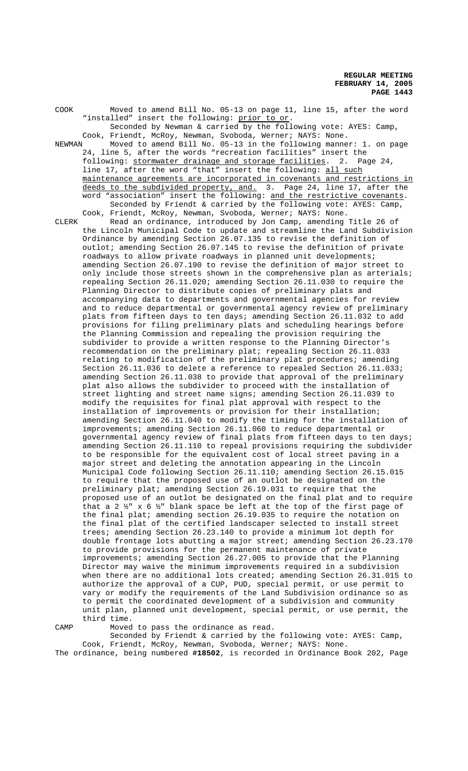COOK Moved to amend Bill No. 05-13 on page 11, line 15, after the word "installed" insert the following: <u>prior to or</u>.

Seconded by Newman & carried by the following vote: AYES: Camp, Cook, Friendt, McRoy, Newman, Svoboda, Werner; NAYS: None.

NEWMAN Moved to amend Bill No. 05-13 in the following manner: 1. on page 24, line 5, after the words "recreation facilities" insert the following: <u>stormwater drainage and storage facilities</u>. 2. Page 24, line 17, after the word "that" insert the following: <u>all such maintenance agreements are incorporated in covenants and restrictions in deeds to the subdivided property, and.</u> 3. Page 24, line 17, after the word "association" insert the following: <u>and the restrictive covenants</u>.

Seconded by Friendt & carried by the following vote: AYES: Camp, Cook, Friendt, McRoy, Newman, Svoboda, Werner; NAYS: None.

CLERK Read an ordinance, introduced by Jon Camp, amending Title 26 of the Lincoln Municipal Code to update and streamline the Land Subdivision Ordinance by amending Section 26.07.135 to revise the definition of outlot; amending Section 26.07.145 to revise the definition of private roadways to allow private roadways in planned unit developments; amending Section 26.07.190 to revise the definition of major street to only include those streets shown in the comprehensive plan as arterials; repealing Section 26.11.020; amending Section 26.11.030 to require the Planning Director to distribute copies of preliminary plats and accompanying data to departments and governmental agencies for review and to reduce departmental or governmental agency review of preliminary plats from fifteen days to ten days; amending Section 26.11.032 to add provisions for filing preliminary plats and scheduling hearings before the Planning Commission and repealing the provision requiring the subdivider to provide a written response to the Planning Director's recommendation on the preliminary plat; repealing Section 26.11.033 relating to modification of the preliminary plat procedures; amending Section 26.11.036 to delete a reference to repealed Section 26.11.033; amending Section 26.11.038 to provide that approval of the preliminary plat also allows the subdivider to proceed with the installation of street lighting and street name signs; amending Section 26.11.039 to modify the requisites for final plat approval with respect to the installation of improvements or provision for their installation; amending Section 26.11.040 to modify the timing for the installation of improvements; amending Section 26.11.060 to reduce departmental or governmental agency review of final plats from fifteen days to ten days; amending Section 26.11.110 to repeal provisions requiring the subdivider to be responsible for the equivalent cost of local street paving in a major street and deleting the annotation appearing in the Lincoln Municipal Code following Section 26.11.110; amending Section 26.15.015 to require that the proposed use of an outlot be designated on the preliminary plat; amending Section 26.19.031 to require that the proposed use of an outlot be designated on the final plat and to require that a 2 ½" x 6 ½" blank space be left at the top of the first page of the final plat; amending section 26.19.035 to require the notation on the final plat of the certified landscaper selected to install street trees; amending Section 26.23.140 to provide a minimum lot depth for double frontage lots abutting a major street; amending Section 26.23.170 to provide provisions for the permanent maintenance of private improvements; amending Section 26.27.005 to provide that the Planning Director may waive the minimum improvements required in a subdivision when there are no additional lots created; amending Section 26.31.015 to authorize the approval of a CUP, PUD, special permit, or use permit to vary or modify the requirements of the Land Subdivision ordinance so as to permit the coordinated development of a subdivision and community unit plan, planned unit development, special permit, or use permit, the third time.

CAMP Moved to pass the ordinance as read.

Seconded by Friendt & carried by the following vote: AYES: Camp, Cook, Friendt, McRoy, Newman, Svoboda, Werner; NAYS: None.

The ordinance, being numbered **#18502**, is recorded in Ordinance Book 202, Page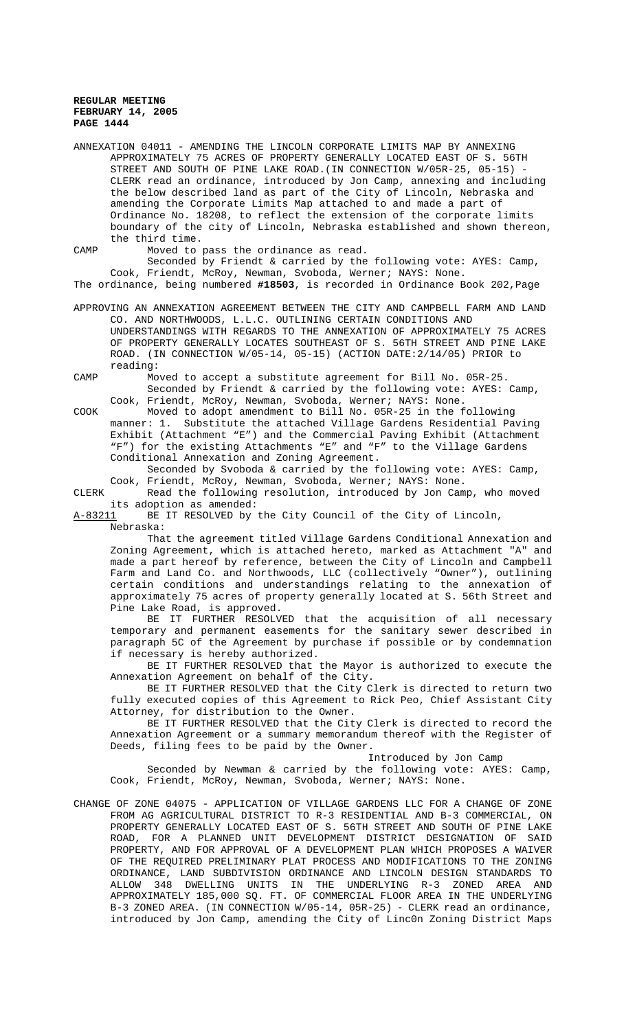ANNEXATION 04011 - AMENDING THE LINCOLN CORPORATE LIMITS MAP BY ANNEXING APPROXIMATELY 75 ACRES OF PROPERTY GENERALLY LOCATED EAST OF S. 56TH STREET AND SOUTH OF PINE LAKE ROAD.(IN CONNECTION W/05R-25, 05-15) - CLERK read an ordinance, introduced by Jon Camp, annexing and including the below described land as part of the City of Lincoln, Nebraska and amending the Corporate Limits Map attached to and made a part of Ordinance No. 18208, to reflect the extension of the corporate limits boundary of the city of Lincoln, Nebraska established and shown thereon, the third time.

CAMP Moved to pass the ordinance as read.

Seconded by Friendt & carried by the following vote: AYES: Camp, Cook, Friendt, McRoy, Newman, Svoboda, Werner; NAYS: None.

The ordinance, being numbered **#18503**, is recorded in Ordinance Book 202,Page

APPROVING AN ANNEXATION AGREEMENT BETWEEN THE CITY AND CAMPBELL FARM AND LAND CO. AND NORTHWOODS, L.L.C. OUTLINING CERTAIN CONDITIONS AND UNDERSTANDINGS WITH REGARDS TO THE ANNEXATION OF APPROXIMATELY 75 ACRES OF PROPERTY GENERALLY LOCATES SOUTHEAST OF S. 56TH STREET AND PINE LAKE ROAD. (IN CONNECTION W/05-14, 05-15) (ACTION DATE:2/14/05) PRIOR to reading:

CAMP Moved to accept a substitute agreement for Bill No. 05R-25.

Seconded by Friendt & carried by the following vote: AYES: Camp, Cook, Friendt, McRoy, Newman, Svoboda, Werner; NAYS: None.

COOK Moved to adopt amendment to Bill No. 05R-25 in the following manner: 1. Substitute the attached Village Gardens Residential Paving Exhibit (Attachment "E") and the Commercial Paving Exhibit (Attachment "F") for the existing Attachments "E" and "F" to the Village Gardens Conditional Annexation and Zoning Agreement.

Seconded by Svoboda & carried by the following vote: AYES: Camp, Cook, Friendt, McRoy, Newman, Svoboda, Werner; NAYS: None.

CLERK Read the following resolution, introduced by Jon Camp, who moved its adoption as amended:

A-83211 BE IT RESOLVED by the City Council of the City of Lincoln, Nebraska:

That the agreement titled Village Gardens Conditional Annexation and Zoning Agreement, which is attached hereto, marked as Attachment "A" and made a part hereof by reference, between the City of Lincoln and Campbell Farm and Land Co. and Northwoods, LLC (collectively "Owner"), outlining certain conditions and understandings relating to the annexation of approximately 75 acres of property generally located at S. 56th Street and Pine Lake Road, is approved.

BE IT FURTHER RESOLVED that the acquisition of all necessary temporary and permanent easements for the sanitary sewer described in paragraph 5C of the Agreement by purchase if possible or by condemnation if necessary is hereby authorized.

BE IT FURTHER RESOLVED that the Mayor is authorized to execute the Annexation Agreement on behalf of the City.

BE IT FURTHER RESOLVED that the City Clerk is directed to return two fully executed copies of this Agreement to Rick Peo, Chief Assistant City Attorney, for distribution to the Owner.

BE IT FURTHER RESOLVED that the City Clerk is directed to record the Annexation Agreement or a summary memorandum thereof with the Register of Deeds, filing fees to be paid by the Owner.

Introduced by Jon Camp

Seconded by Newman & carried by the following vote: AYES: Camp, Cook, Friendt, McRoy, Newman, Svoboda, Werner; NAYS: None.

CHANGE OF ZONE 04075 - APPLICATION OF VILLAGE GARDENS LLC FOR A CHANGE OF ZONE FROM AG AGRICULTURAL DISTRICT TO R-3 RESIDENTIAL AND B-3 COMMERCIAL, ON PROPERTY GENERALLY LOCATED EAST OF S. 56TH STREET AND SOUTH OF PINE LAKE ROAD, FOR A PLANNED UNIT DEVELOPMENT DISTRICT DESIGNATION OF SAID PROPERTY, AND FOR APPROVAL OF A DEVELOPMENT PLAN WHICH PROPOSES A WAIVER OF THE REQUIRED PRELIMINARY PLAT PROCESS AND MODIFICATIONS TO THE ZONING ORDINANCE, LAND SUBDIVISION ORDINANCE AND LINCOLN DESIGN STANDARDS TO ALLOW 348 DWELLING UNITS IN THE UNDERLYING R-3 ZONED AREA AND APPROXIMATELY 185,000 SQ. FT. OF COMMERCIAL FLOOR AREA IN THE UNDERLYING B-3 ZONED AREA. (IN CONNECTION W/05-14, 05R-25) - CLERK read an ordinance, introduced by Jon Camp, amending the City of Linc0n Zoning District Maps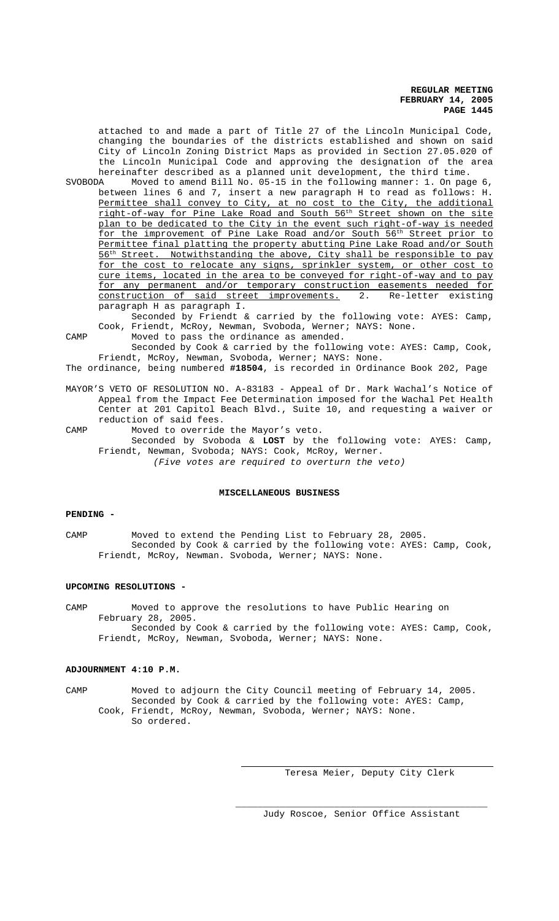attached to and made a part of Title 27 of the Lincoln Municipal Code, changing the boundaries of the districts established and shown on said City of Lincoln Zoning District Maps as provided in Section 27.05.020 of the Lincoln Municipal Code and approving the designation of the area hereinafter described as a planned unit development, the third time.

SVOBODA Moved to amend Bill No. 05-15 in the following manner: 1. On page 6, between lines 6 and 7, insert a new paragraph H to read as follows: H. Permittee shall convey to City, at no cost to the City, the additional right-of-way for Pine Lake Road and South 56th Street shown on the site plan to be dedicated to the City in the event such right-of-way is needed for the improvement of Pine Lake Road and/or South 56th Street prior to Permittee final platting the property abutting Pine Lake Road and/or South 56th Street. Notwithstanding the above, City shall be responsible to pay for the cost to relocate any signs, sprinkler system, or other cost to cure items, located in the area to be conveyed for right-of-way and to pay for any permanent and/or temporary construction easements needed for construction of said street improvements. 2. Re-letter existing paragraph H as paragraph I.

Seconded by Friendt & carried by the following vote: AYES: Camp, Cook, Friendt, McRoy, Newman, Svoboda, Werner; NAYS: None.

CAMP Moved to pass the ordinance as amended.

Seconded by Cook & carried by the following vote: AYES: Camp, Cook, Friendt, McRoy, Newman, Svoboda, Werner; NAYS: None.

The ordinance, being numbered **#18504**, is recorded in Ordinance Book 202, Page

MAYOR'S VETO OF RESOLUTION NO. A-83183 - Appeal of Dr. Mark Wachal's Notice of Appeal from the Impact Fee Determination imposed for the Wachal Pet Health Center at 201 Capitol Beach Blvd., Suite 10, and requesting a waiver or reduction of said fees.

CAMP Moved to override the Mayor's veto.

Seconded by Svoboda & **LOST** by the following vote: AYES: Camp, Friendt, Newman, Svoboda; NAYS: Cook, McRoy, Werner.

*(Five votes are required to overturn the veto)*

## MISCELLANEOUS BUSINESS

### PENDING -

CAMP Moved to extend the Pending List to February 28, 2005.

Seconded by Cook & carried by the following vote: AYES: Camp, Cook, Friendt, McRoy, Newman. Svoboda, Werner; NAYS: None.

### UPCOMING RESOLUTIONS -

CAMP Moved to approve the resolutions to have Public Hearing on February 28, 2005.

Seconded by Cook & carried by the following vote: AYES: Camp, Cook, Friendt, McRoy, Newman, Svoboda, Werner; NAYS: None.

### ADJOURNMENT 4:10 P.M.

CAMP Moved to adjourn the City Council meeting of February 14, 2005.

Seconded by Cook & carried by the following vote: AYES: Camp, Cook, Friendt, McRoy, Newman, Svoboda, Werner; NAYS: None.

So ordered.

Teresa Meier, Deputy City Clerk

Judy Roscoe, Senior Office Assistant